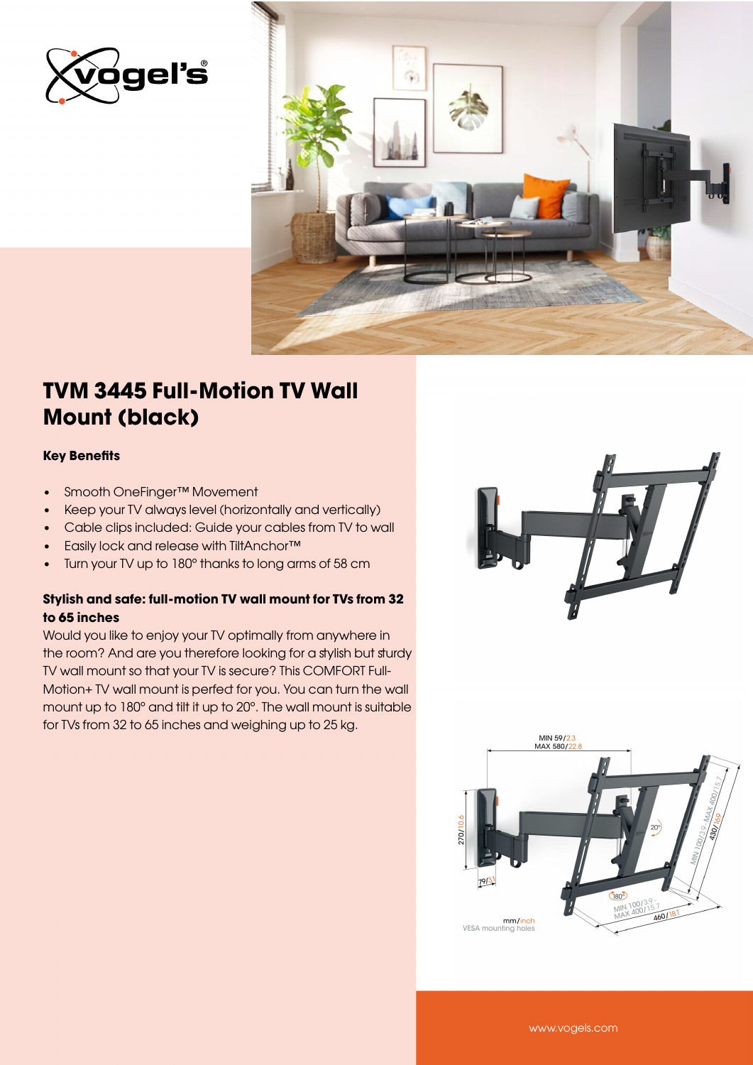# TVM 3445 Full-Motion TV Wall Mount (black)

### Key Benefits

- Smooth OneFinger™ Movement
- Keep your TV always level (horizontally and vertically)
- Cable clips included: Guide your cables from TV to wall
- Easily lock and release with TiltAnchor™
- Turn your TV up to 180° thanks to long arms of 58 cm

### Stylish and safe: full-motion TV wall mount for TVs from 32 to 65 inches

Would you like to enjoy your TV optimally from anywhere in the room? And are you therefore looking for a stylish but sturdy TV wall mount so that your TV is secure? This COMFORT Full-Motion+ TV wall mount is perfect for you. You can turn the wall mount up to 180° and tilt it up to 20°. The wall mount is suitable for TVs from 32 to 65 inches and weighing up to 25 kg.

MIN 59/2.3
MAX 580/22.8

270/10.6

79/3.1

20°

180°

MIN 100/3.9 - MAX 400/15.7

430/16.9

MIN 100/3.9 - MAX 400/15.7

460/18.1

mm/inch
VESA mounting holes

www.vogels.com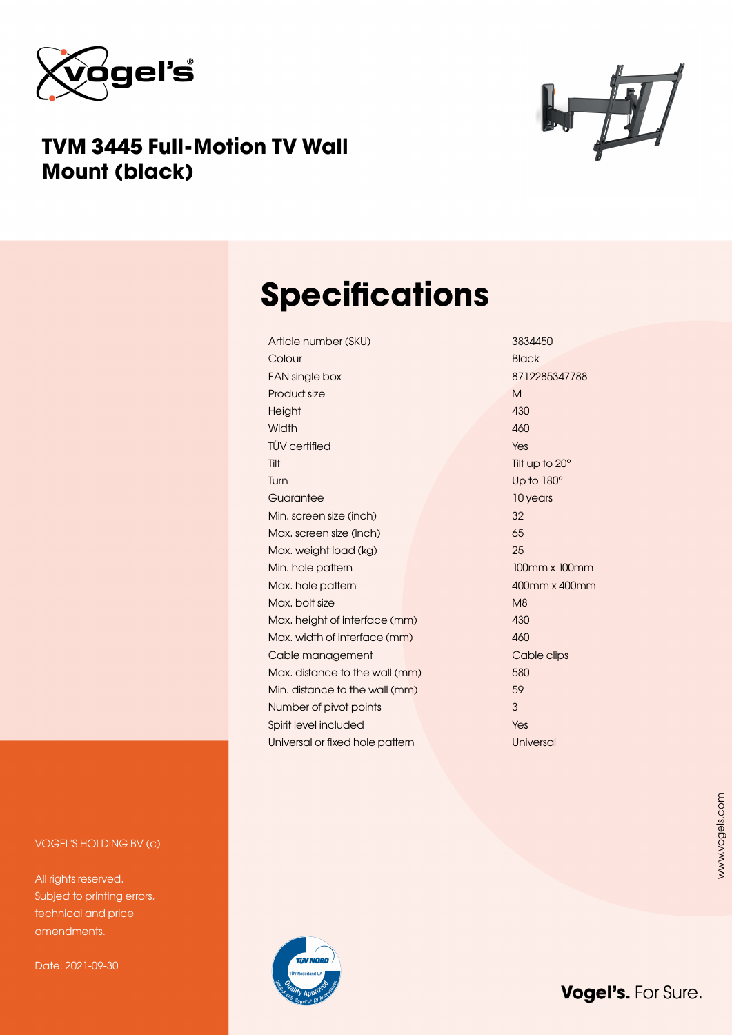# TVM 3445 Full-Motion TV Wall Mount (black)

## Specifications

| | |
|---|---|
| Article number (SKU) | 3834450 |
| Colour | Black |
| EAN single box | 8712285347788 |
| Product size | M |
| Height | 430 |
| Width | 460 |
| TÜV certified | Yes |
| Tilt | Tilt up to 20° |
| Turn | Up to 180° |
| Guarantee | 10 years |
| Min. screen size (inch) | 32 |
| Max. screen size (inch) | 65 |
| Max. weight load (kg) | 25 |
| Min. hole pattern | 100mm x 100mm |
| Max. hole pattern | 400mm x 400mm |
| Max. bolt size | M8 |
| Max. height of interface (mm) | 430 |
| Max. width of interface (mm) | 460 |
| Cable management | Cable clips |
| Max. distance to the wall (mm) | 580 |
| Min. distance to the wall (mm) | 59 |
| Number of pivot points | 3 |
| Spirit level included | Yes |
| Universal or fixed hole pattern | Universal |

VOGEL'S HOLDING BV (c)

All rights reserved.
Subject to printing errors, technical and price amendments.

Date: 2021-09-30

www.vogels.com

**Vogel's.** For Sure.